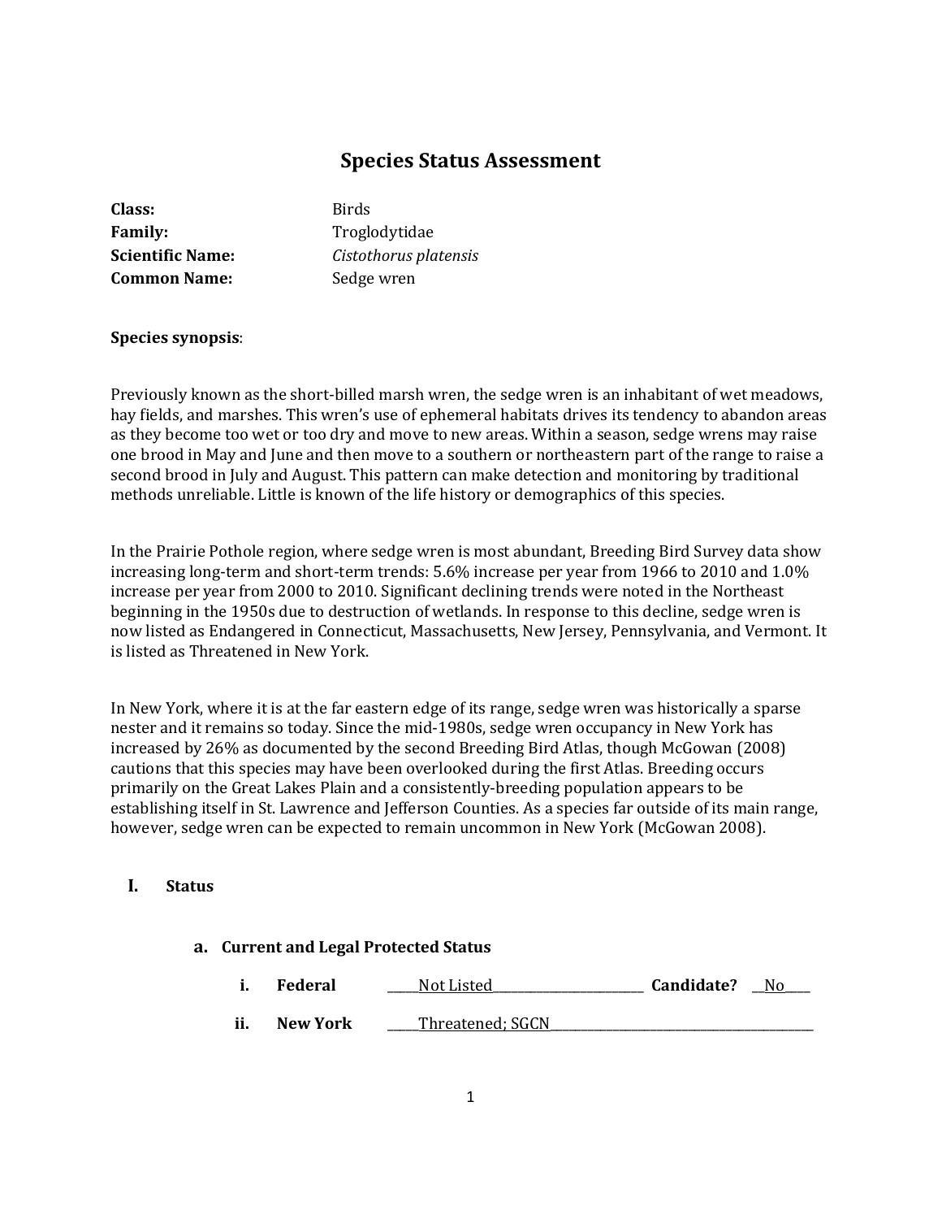# Species Status Assessment

**Class:** Birds
**Family:** Troglodytidae
**Scientific Name:** *Cistothorus platensis*
**Common Name:** Sedge wren

**Species synopsis**:

Previously known as the short-billed marsh wren, the sedge wren is an inhabitant of wet meadows, hay fields, and marshes. This wren's use of ephemeral habitats drives its tendency to abandon areas as they become too wet or too dry and move to new areas. Within a season, sedge wrens may raise one brood in May and June and then move to a southern or northeastern part of the range to raise a second brood in July and August. This pattern can make detection and monitoring by traditional methods unreliable. Little is known of the life history or demographics of this species.

In the Prairie Pothole region, where sedge wren is most abundant, Breeding Bird Survey data show increasing long-term and short-term trends: 5.6% increase per year from 1966 to 2010 and 1.0% increase per year from 2000 to 2010. Significant declining trends were noted in the Northeast beginning in the 1950s due to destruction of wetlands. In response to this decline, sedge wren is now listed as Endangered in Connecticut, Massachusetts, New Jersey, Pennsylvania, and Vermont. It is listed as Threatened in New York.

In New York, where it is at the far eastern edge of its range, sedge wren was historically a sparse nester and it remains so today. Since the mid-1980s, sedge wren occupancy in New York has increased by 26% as documented by the second Breeding Bird Atlas, though McGowan (2008) cautions that this species may have been overlooked during the first Atlas. Breeding occurs primarily on the Great Lakes Plain and a consistently-breeding population appears to be establishing itself in St. Lawrence and Jefferson Counties. As a species far outside of its main range, however, sedge wren can be expected to remain uncommon in New York (McGowan 2008).

## I. Status

### a. Current and Legal Protected Status

i. **Federal** \_\_\_\_\_Not Listed\_\_\_\_\_\_\_\_\_\_\_\_\_\_\_\_\_\_\_\_\_\_\_\_ **Candidate?** \_\_No\_\_\_\_

ii. **New York** \_\_\_\_\_Threatened; SGCN\_\_\_\_\_\_\_\_\_\_\_\_\_\_\_\_\_\_\_\_\_\_\_\_\_\_\_\_\_\_\_\_\_\_\_\_\_\_\_\_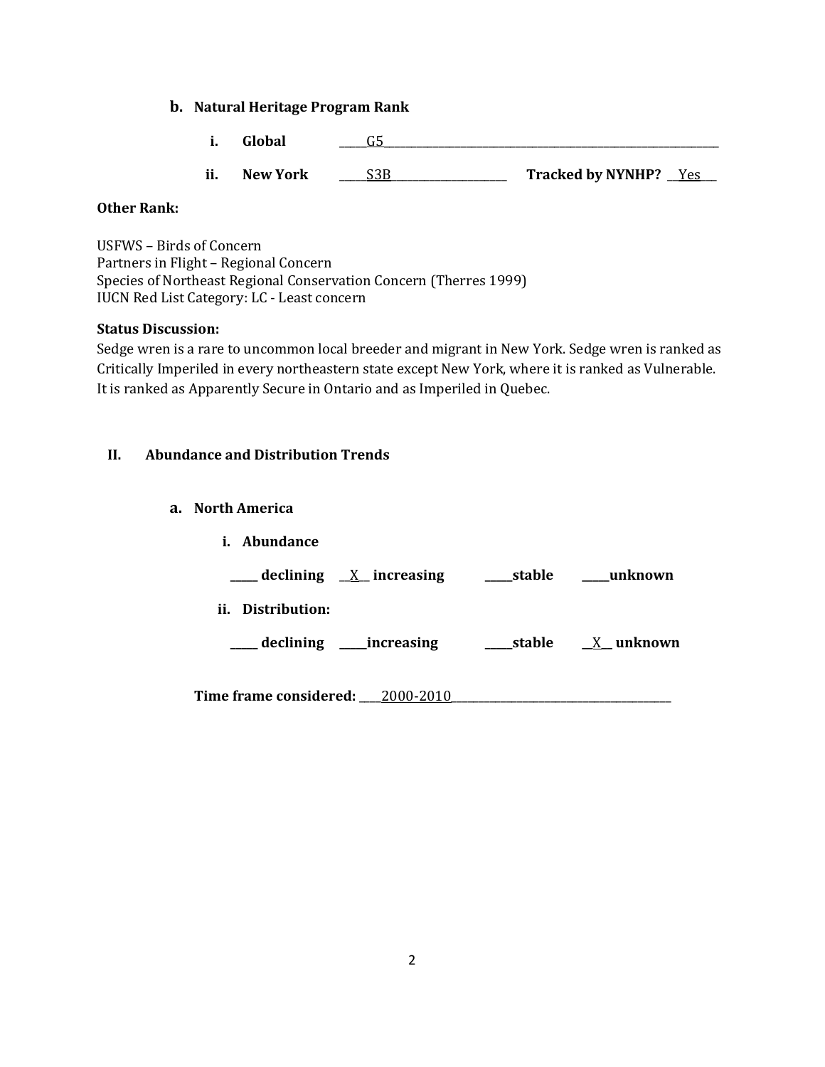### b. Natural Heritage Program Rank

**i. Global** _____G5_____

**ii. New York** _____S3B_____ **Tracked by NYNHP?** __Yes__

**Other Rank:**

USFWS – Birds of Concern
Partners in Flight – Regional Concern
Species of Northeast Regional Conservation Concern (Therres 1999)
IUCN Red List Category: LC - Least concern

**Status Discussion:**
Sedge wren is a rare to uncommon local breeder and migrant in New York. Sedge wren is ranked as Critically Imperiled in every northeastern state except New York, where it is ranked as Vulnerable. It is ranked as Apparently Secure in Ontario and as Imperiled in Quebec.

## II. Abundance and Distribution Trends

### a. North America

**i. Abundance**

_____ **declining** __X__ **increasing** _____ **stable** _____ **unknown**

**ii. Distribution:**

_____ **declining** _____ **increasing** _____ **stable** __X__ **unknown**

**Time frame considered:** ____2000-2010____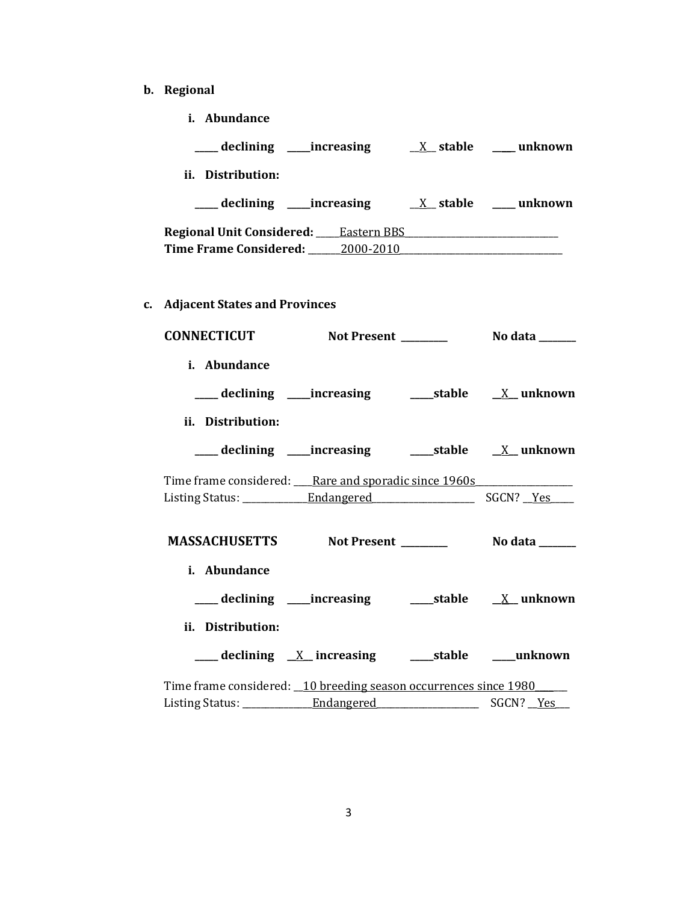**b. Regional**

**i. Abundance**

**\_\_\_\_\_ declining \_\_\_\_\_increasing \_\_X\_\_ stable \_\_\_\_ unknown**

**ii. Distribution:**

**\_\_\_\_\_ declining \_\_\_\_\_increasing \_\_X\_\_ stable \_\_\_\_\_ unknown**

**Regional Unit Considered:** \_\_\_\_\_Eastern BBS\_\_\_\_\_\_\_\_\_\_\_\_\_\_\_\_\_\_\_\_\_\_\_\_\_\_\_\_\_\_\_\_\_\_
**Time Frame Considered:** \_\_\_\_\_\_\_2000-2010\_\_\_\_\_\_\_\_\_\_\_\_\_\_\_\_\_\_\_\_\_\_\_\_\_\_\_\_\_\_\_\_\_\_\_

**c. Adjacent States and Provinces**

**CONNECTICUT** **Not Present \_\_\_\_\_\_\_\_\_\_** **No data \_\_\_\_\_\_\_\_**

**i. Abundance**

**\_\_\_\_\_ declining \_\_\_\_\_increasing \_\_\_\_\_stable \_\_X\_\_ unknown**

**ii. Distribution:**

**\_\_\_\_\_ declining \_\_\_\_\_increasing \_\_\_\_\_stable \_\_X\_\_ unknown**

Time frame considered: \_\_\_\_Rare and sporadic since 1960s\_\_\_\_\_\_\_\_\_\_\_\_\_\_\_\_\_\_\_\_
Listing Status: \_\_\_\_\_\_\_\_\_\_\_\_\_\_Endangered\_\_\_\_\_\_\_\_\_\_\_\_\_\_\_\_\_\_\_\_\_\_ SGCN? \_\_Yes\_\_\_\_\_

**MASSACHUSETTS** **Not Present \_\_\_\_\_\_\_\_\_\_** **No data \_\_\_\_\_\_\_\_**

**i. Abundance**

**\_\_\_\_\_ declining \_\_\_\_\_increasing \_\_\_\_\_stable \_\_X\_\_\_ unknown**

**ii. Distribution:**

**\_\_\_\_\_ declining \_\_X\_\_ increasing \_\_\_\_\_stable \_\_\_\_\_unknown**

Time frame considered: \_\_10 breeding season occurrences since 1980\_\_\_\_\_\_\_
Listing Status: \_\_\_\_\_\_\_\_\_\_\_\_\_\_\_Endangered\_\_\_\_\_\_\_\_\_\_\_\_\_\_\_\_\_\_\_\_\_\_ SGCN? \_\_Yes\_\_\_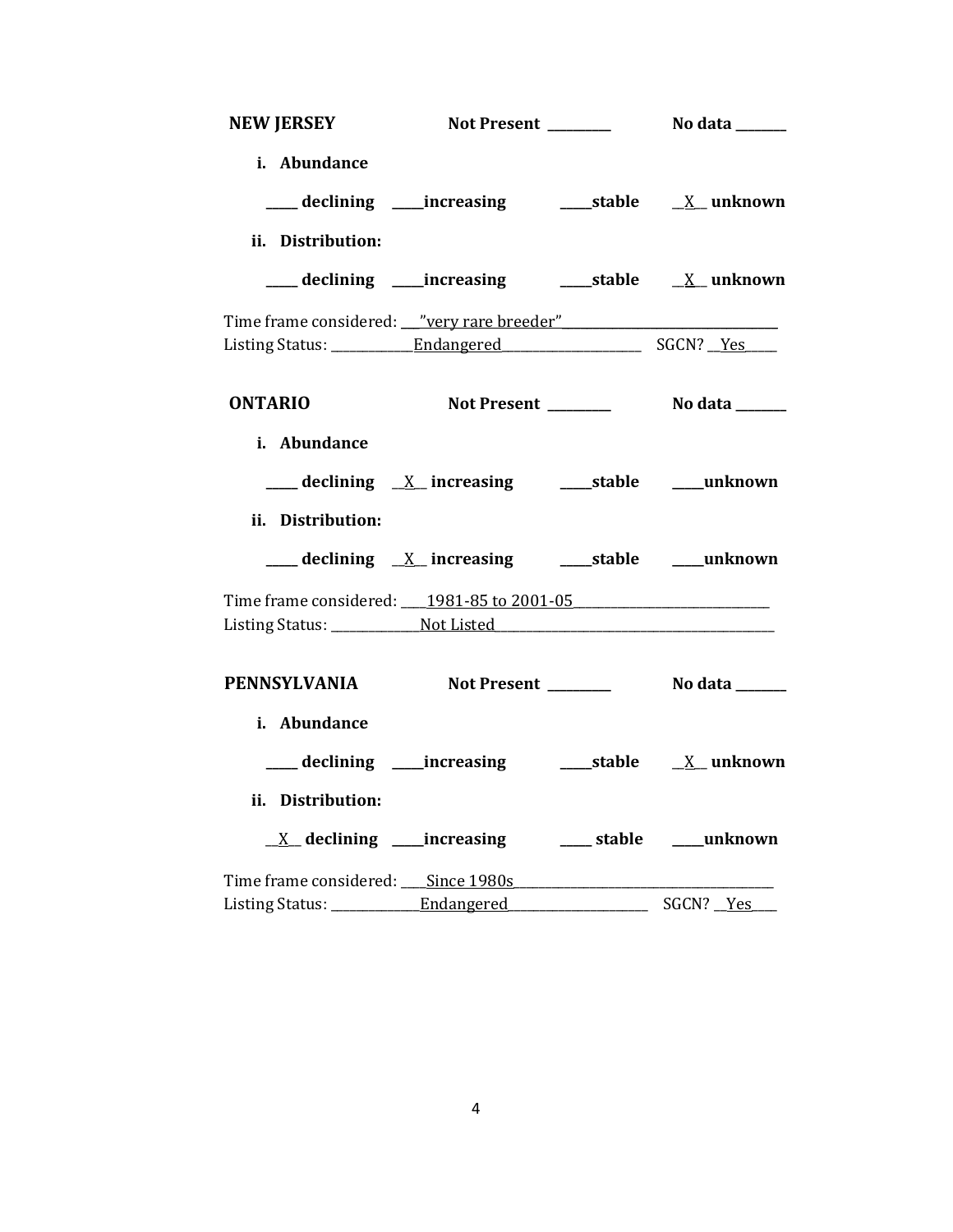**NEW JERSEY** **Not Present** _________ **No data** _______

**i. Abundance**

_____ **declining** _____**increasing** _____**stable** __X__ **unknown**

**ii. Distribution:**

_____ **declining** _____**increasing** _____**stable** __X__ **unknown**

Time frame considered: ___"very rare breeder"________________________________

Listing Status: _____________Endangered_____________________ SGCN? __Yes_____

**ONTARIO** **Not Present** _________ **No data** _______

**i. Abundance**

_____ **declining** __X__ **increasing** _____**stable** _____**unknown**

**ii. Distribution:**

_____ **declining** __X__ **increasing** _____**stable** _____**unknown**

Time frame considered: ____1981-85 to 2001-05_____________________________

Listing Status: ______________Not Listed___________________________________________

**PENNSYLVANIA** **Not Present** _________ **No data** _______

**i. Abundance**

_____ **declining** _____**increasing** _____**stable** __X__ **unknown**

**ii. Distribution:**

__X__ **declining** _____**increasing** _____ **stable** _____**unknown**

Time frame considered: ____Since 1980s_________________________________________

Listing Status: ______________Endangered______________________ SGCN? __Yes____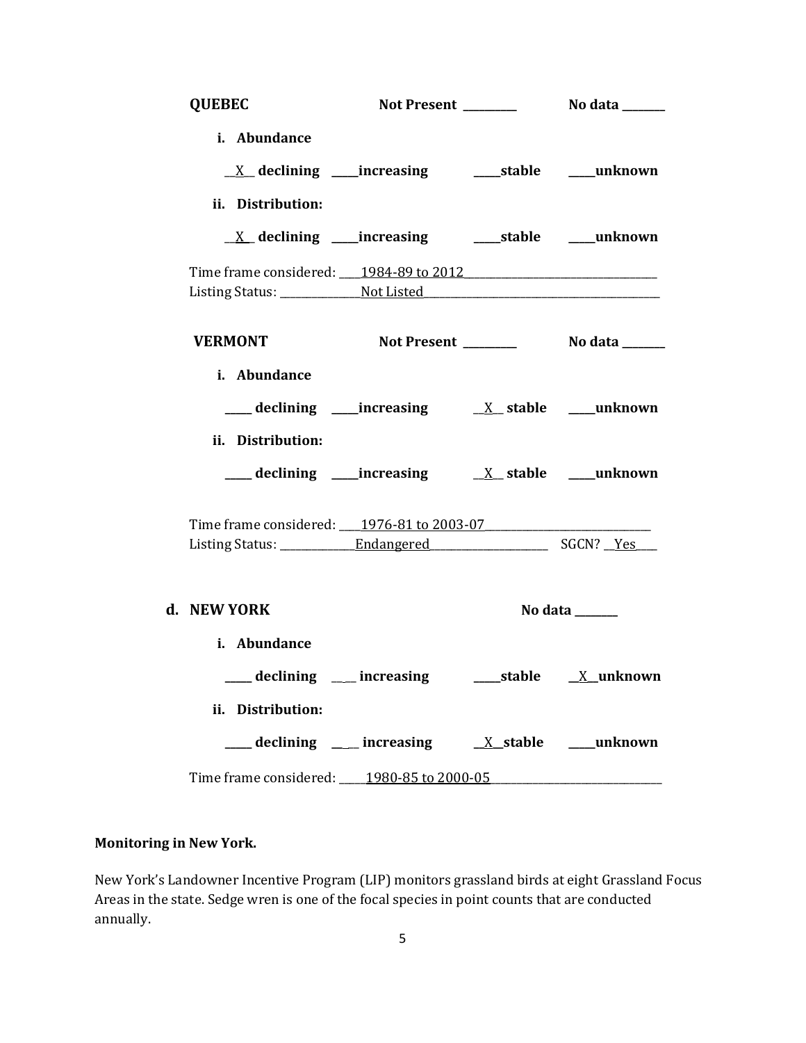**QUEBEC** Not Present _________ No data _______

**i. Abundance**

__X__ **declining** ____**increasing** ____**stable** ____**unknown**

**ii. Distribution:**

__X__ **declining** ____**increasing** ____**stable** ____**unknown**

Time frame considered: ____1984-89 to 2012________________________________
Listing Status: ______________Not Listed________________________________________

**VERMONT** Not Present _________ No data _______

**i. Abundance**

____ **declining** ____**increasing** __X__ **stable** ____**unknown**

**ii. Distribution:**

____ **declining** ____**increasing** __X__ **stable** ____**unknown**

Time frame considered: ____1976-81 to 2003-07_____________________________
Listing Status: ______________Endangered______________________ SGCN? __Yes____

**d. NEW YORK** No data _______

**i. Abundance**

____ **declining** _____ **increasing** ____**stable** __X__**unknown**

**ii. Distribution:**

____ **declining** _____ **increasing** __X__**stable** ____**unknown**

Time frame considered: _____1980-85 to 2000-05______________________________

**Monitoring in New York.**

New York's Landowner Incentive Program (LIP) monitors grassland birds at eight Grassland Focus Areas in the state. Sedge wren is one of the focal species in point counts that are conducted annually.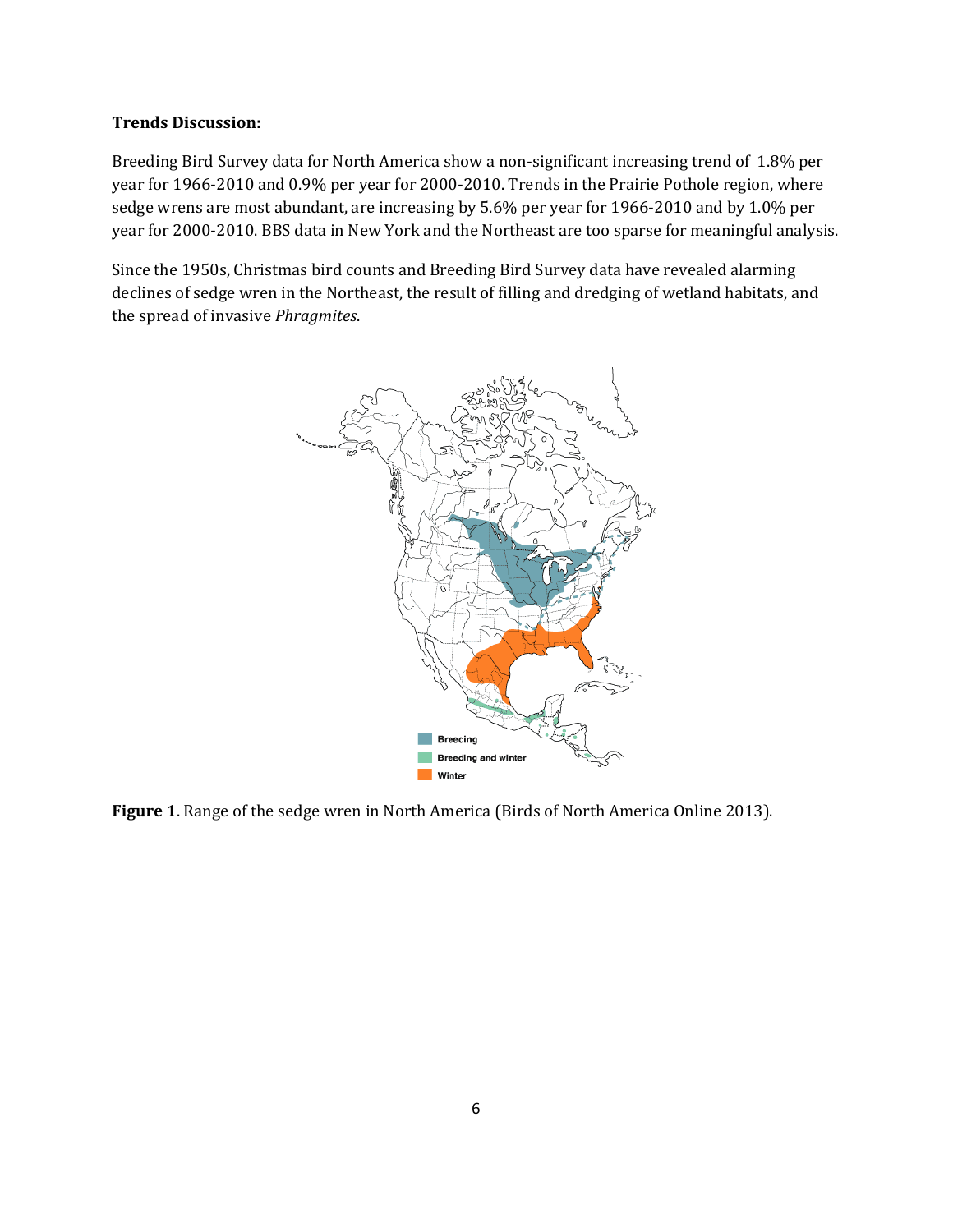**Trends Discussion:**

Breeding Bird Survey data for North America show a non-significant increasing trend of 1.8% per year for 1966-2010 and 0.9% per year for 2000-2010. Trends in the Prairie Pothole region, where sedge wrens are most abundant, are increasing by 5.6% per year for 1966-2010 and by 1.0% per year for 2000-2010. BBS data in New York and the Northeast are too sparse for meaningful analysis.

Since the 1950s, Christmas bird counts and Breeding Bird Survey data have revealed alarming declines of sedge wren in the Northeast, the result of filling and dredging of wetland habitats, and the spread of invasive *Phragmites*.

**Figure 1**. Range of the sedge wren in North America (Birds of North America Online 2013).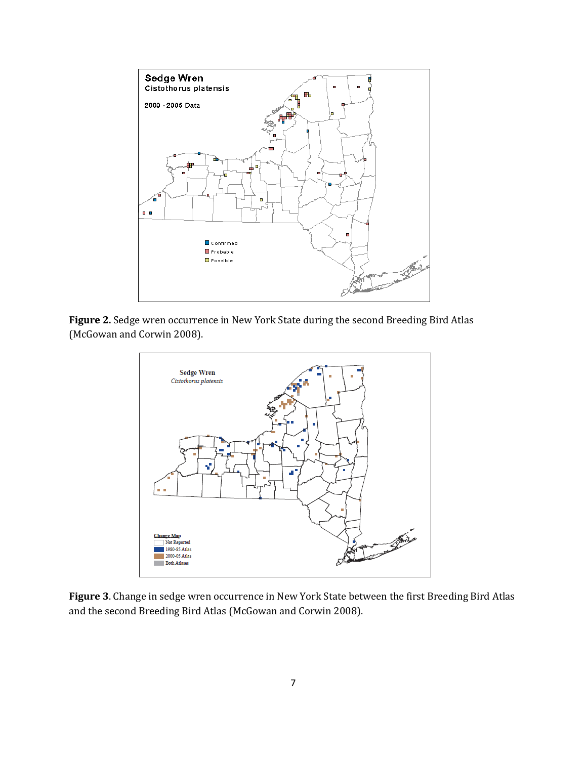**Figure 2.** Sedge wren occurrence in New York State during the second Breeding Bird Atlas (McGowan and Corwin 2008).

**Figure 3**. Change in sedge wren occurrence in New York State between the first Breeding Bird Atlas and the second Breeding Bird Atlas (McGowan and Corwin 2008).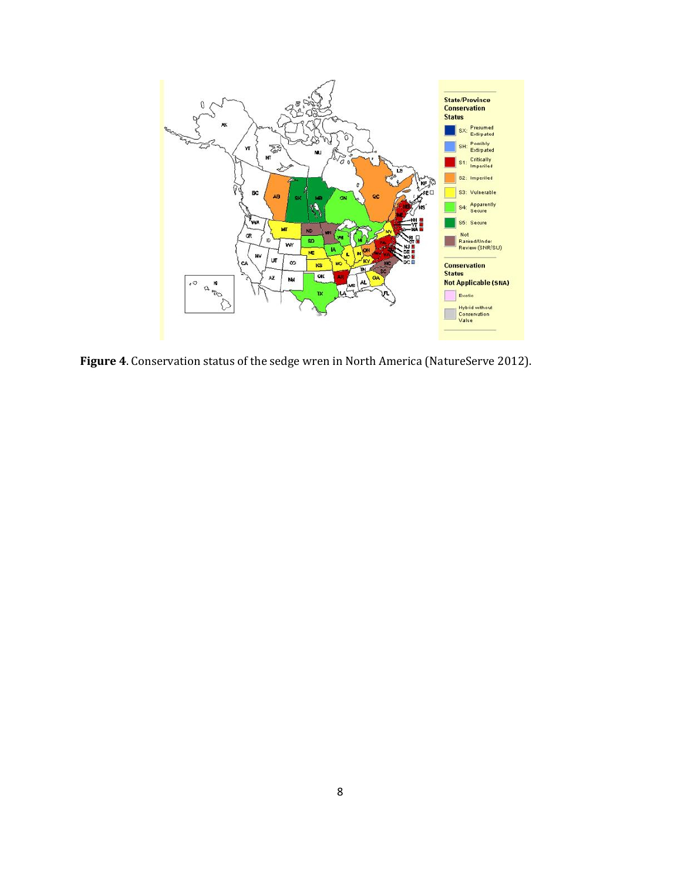**Figure 4**. Conservation status of the sedge wren in North America (NatureServe 2012).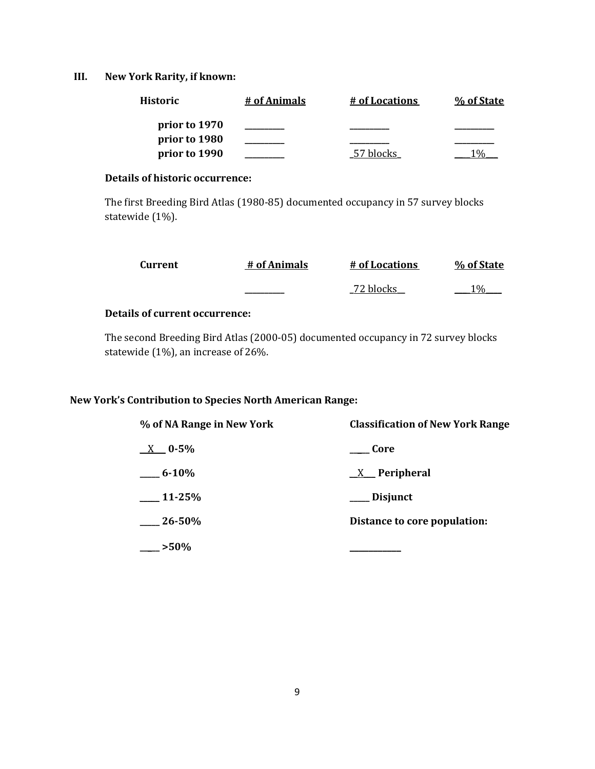## III. New York Rarity, if known:

| Historic | # of Animals | # of Locations | % of State |
|---|---|---|---|
| prior to 1970 | _________ | _________ | _________ |
| prior to 1980 | _________ | _________ | _________ |
| prior to 1990 | _________ | _57 blocks_ | ___1%___ |

**Details of historic occurrence:**

The first Breeding Bird Atlas (1980-85) documented occupancy in 57 survey blocks statewide (1%).

| Current | # of Animals | # of Locations | % of State |
|---|---|---|---|
| | _________ | _72 blocks__ | ___1%___ |

**Details of current occurrence:**

The second Breeding Bird Atlas (2000-05) documented occupancy in 72 survey blocks statewide (1%), an increase of 26%.

**New York's Contribution to Species North American Range:**

| % of NA Range in New York | Classification of New York Range |
|---|---|
| __X__ **0-5%** | ____ **Core** |
| ____ **6-10%** | __X__ **Peripheral** |
| ____ **11-25%** | ____ **Disjunct** |
| ____ **26-50%** | **Distance to core population:** |
| ____ **>50%** | ___________ |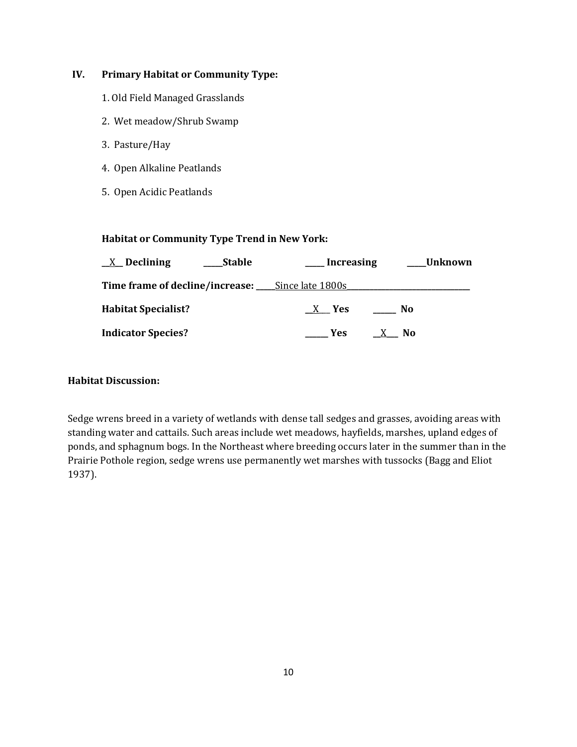## IV. Primary Habitat or Community Type:

1. Old Field Managed Grasslands
2. Wet meadow/Shrub Swamp
3. Pasture/Hay
4. Open Alkaline Peatlands
5. Open Acidic Peatlands

**Habitat or Community Type Trend in New York:**

__X__ **Declining** _____**Stable** _____ **Increasing** _____**Unknown**

**Time frame of decline/increase:** _____Since late 1800s_____

**Habitat Specialist?** __X___ **Yes** ______ **No**

**Indicator Species?** ______ **Yes** __X___ **No**

**Habitat Discussion:**

Sedge wrens breed in a variety of wetlands with dense tall sedges and grasses, avoiding areas with standing water and cattails. Such areas include wet meadows, hayfields, marshes, upland edges of ponds, and sphagnum bogs. In the Northeast where breeding occurs later in the summer than in the Prairie Pothole region, sedge wrens use permanently wet marshes with tussocks (Bagg and Eliot 1937).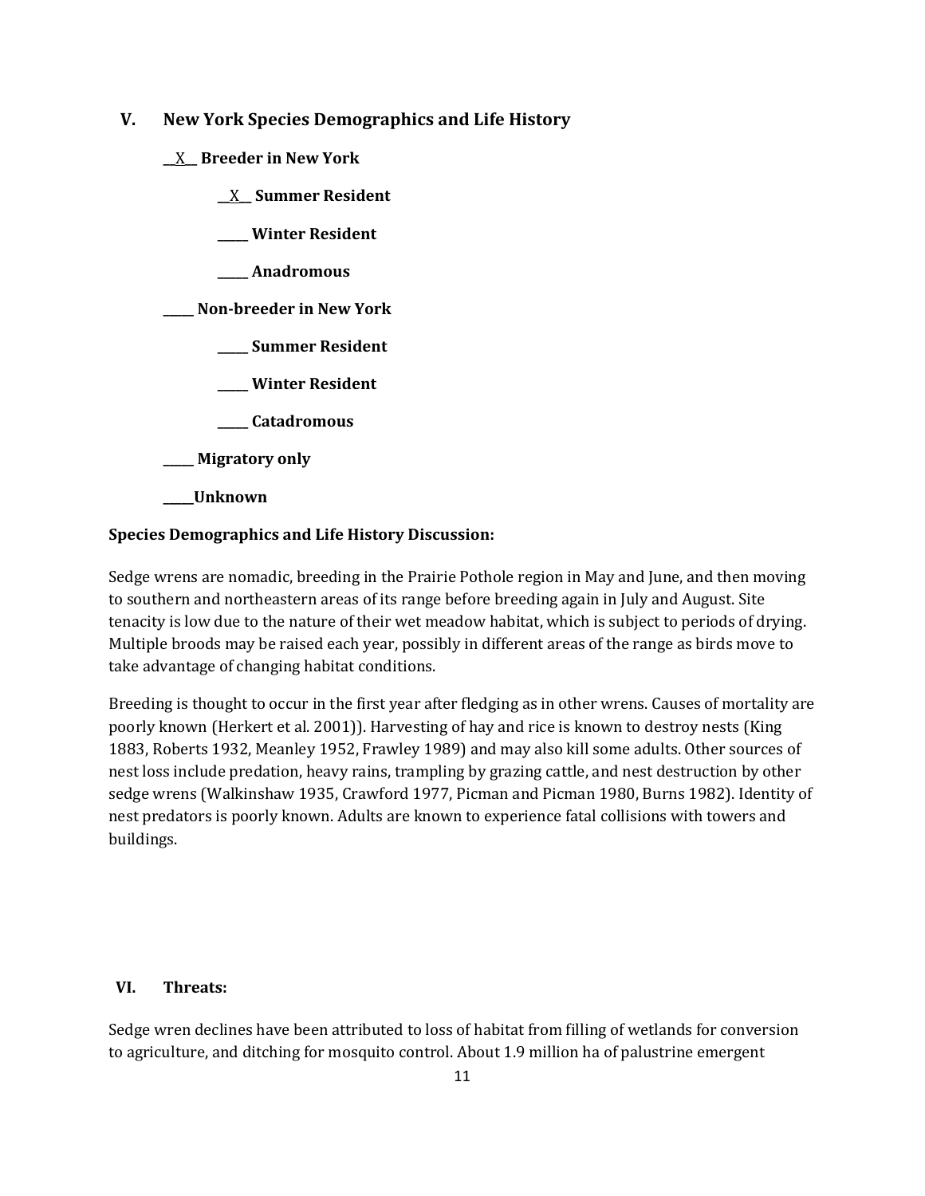## V. New York Species Demographics and Life History

__X__ **Breeder in New York**

- __X__ **Summer Resident**
- _____ **Winter Resident**
- _____ **Anadromous**

_____ **Non-breeder in New York**

- _____ **Summer Resident**
- _____ **Winter Resident**
- _____ **Catadromous**

_____ **Migratory only**

_____**Unknown**

**Species Demographics and Life History Discussion:**

Sedge wrens are nomadic, breeding in the Prairie Pothole region in May and June, and then moving to southern and northeastern areas of its range before breeding again in July and August. Site tenacity is low due to the nature of their wet meadow habitat, which is subject to periods of drying. Multiple broods may be raised each year, possibly in different areas of the range as birds move to take advantage of changing habitat conditions.

Breeding is thought to occur in the first year after fledging as in other wrens. Causes of mortality are poorly known (Herkert et al. 2001)). Harvesting of hay and rice is known to destroy nests (King 1883, Roberts 1932, Meanley 1952, Frawley 1989) and may also kill some adults. Other sources of nest loss include predation, heavy rains, trampling by grazing cattle, and nest destruction by other sedge wrens (Walkinshaw 1935, Crawford 1977, Picman and Picman 1980, Burns 1982). Identity of nest predators is poorly known. Adults are known to experience fatal collisions with towers and buildings.

## VI. Threats:

Sedge wren declines have been attributed to loss of habitat from filling of wetlands for conversion to agriculture, and ditching for mosquito control. About 1.9 million ha of palustrine emergent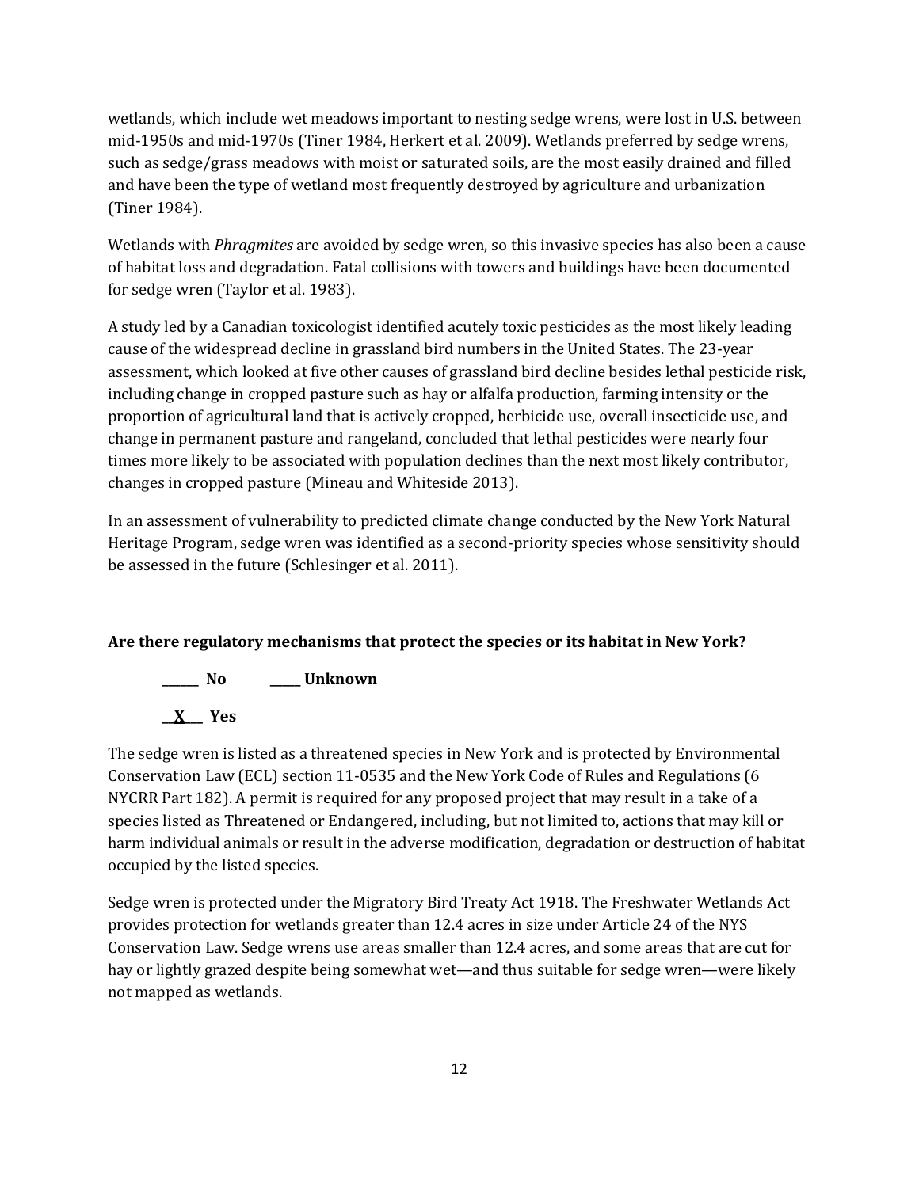wetlands, which include wet meadows important to nesting sedge wrens, were lost in U.S. between mid-1950s and mid-1970s (Tiner 1984, Herkert et al. 2009). Wetlands preferred by sedge wrens, such as sedge/grass meadows with moist or saturated soils, are the most easily drained and filled and have been the type of wetland most frequently destroyed by agriculture and urbanization (Tiner 1984).

Wetlands with *Phragmites* are avoided by sedge wren, so this invasive species has also been a cause of habitat loss and degradation. Fatal collisions with towers and buildings have been documented for sedge wren (Taylor et al. 1983).

A study led by a Canadian toxicologist identified acutely toxic pesticides as the most likely leading cause of the widespread decline in grassland bird numbers in the United States. The 23-year assessment, which looked at five other causes of grassland bird decline besides lethal pesticide risk, including change in cropped pasture such as hay or alfalfa production, farming intensity or the proportion of agricultural land that is actively cropped, herbicide use, overall insecticide use, and change in permanent pasture and rangeland, concluded that lethal pesticides were nearly four times more likely to be associated with population declines than the next most likely contributor, changes in cropped pasture (Mineau and Whiteside 2013).

In an assessment of vulnerability to predicted climate change conducted by the New York Natural Heritage Program, sedge wren was identified as a second-priority species whose sensitivity should be assessed in the future (Schlesinger et al. 2011).

**Are there regulatory mechanisms that protect the species or its habitat in New York?**

**______ No          _____ Unknown**

**__X___ Yes**

The sedge wren is listed as a threatened species in New York and is protected by Environmental Conservation Law (ECL) section 11-0535 and the New York Code of Rules and Regulations (6 NYCRR Part 182). A permit is required for any proposed project that may result in a take of a species listed as Threatened or Endangered, including, but not limited to, actions that may kill or harm individual animals or result in the adverse modification, degradation or destruction of habitat occupied by the listed species.

Sedge wren is protected under the Migratory Bird Treaty Act 1918. The Freshwater Wetlands Act provides protection for wetlands greater than 12.4 acres in size under Article 24 of the NYS Conservation Law. Sedge wrens use areas smaller than 12.4 acres, and some areas that are cut for hay or lightly grazed despite being somewhat wet—and thus suitable for sedge wren—were likely not mapped as wetlands.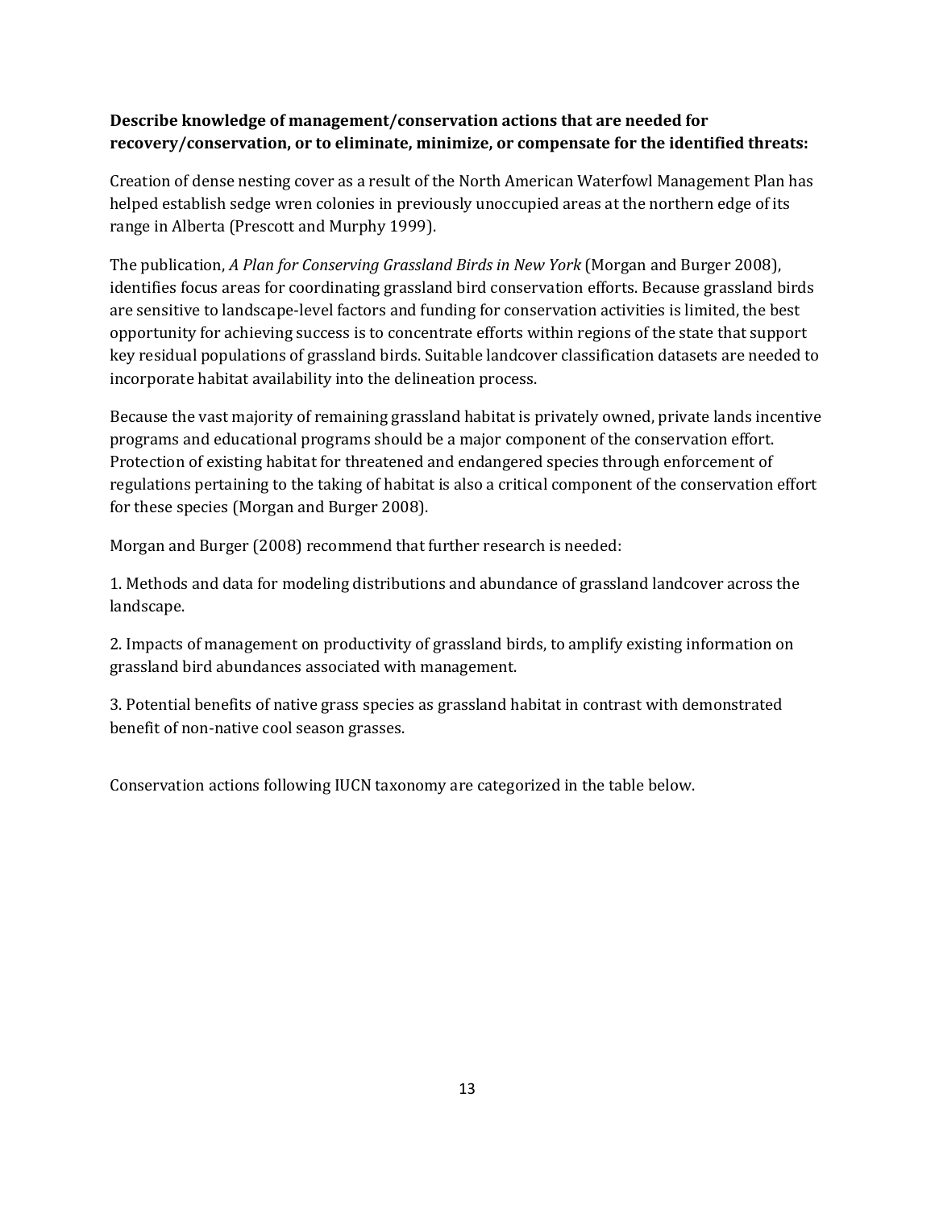**Describe knowledge of management/conservation actions that are needed for recovery/conservation, or to eliminate, minimize, or compensate for the identified threats:**

Creation of dense nesting cover as a result of the North American Waterfowl Management Plan has helped establish sedge wren colonies in previously unoccupied areas at the northern edge of its range in Alberta (Prescott and Murphy 1999).

The publication, *A Plan for Conserving Grassland Birds in New York* (Morgan and Burger 2008), identifies focus areas for coordinating grassland bird conservation efforts. Because grassland birds are sensitive to landscape-level factors and funding for conservation activities is limited, the best opportunity for achieving success is to concentrate efforts within regions of the state that support key residual populations of grassland birds. Suitable landcover classification datasets are needed to incorporate habitat availability into the delineation process.

Because the vast majority of remaining grassland habitat is privately owned, private lands incentive programs and educational programs should be a major component of the conservation effort. Protection of existing habitat for threatened and endangered species through enforcement of regulations pertaining to the taking of habitat is also a critical component of the conservation effort for these species (Morgan and Burger 2008).

Morgan and Burger (2008) recommend that further research is needed:

1. Methods and data for modeling distributions and abundance of grassland landcover across the landscape.

2. Impacts of management on productivity of grassland birds, to amplify existing information on grassland bird abundances associated with management.

3. Potential benefits of native grass species as grassland habitat in contrast with demonstrated benefit of non-native cool season grasses.

Conservation actions following IUCN taxonomy are categorized in the table below.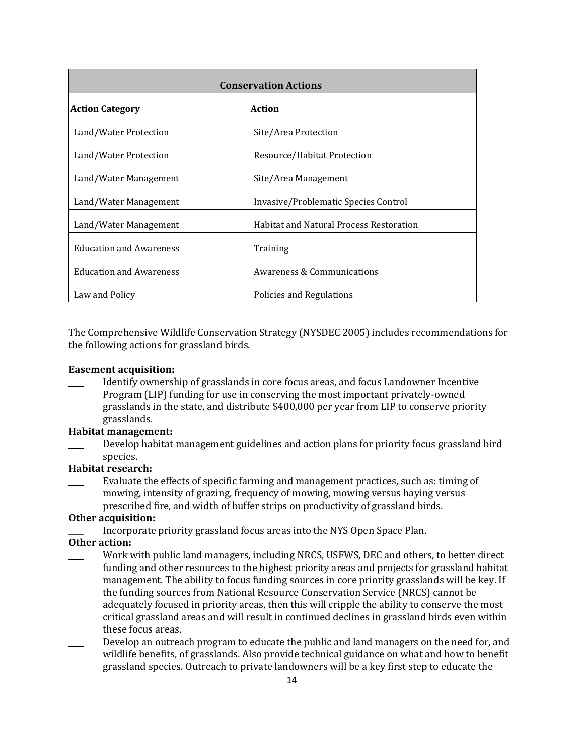| Conservation Actions | |
|---|---|
| **Action Category** | **Action** |
| Land/Water Protection | Site/Area Protection |
| Land/Water Protection | Resource/Habitat Protection |
| Land/Water Management | Site/Area Management |
| Land/Water Management | Invasive/Problematic Species Control |
| Land/Water Management | Habitat and Natural Process Restoration |
| Education and Awareness | Training |
| Education and Awareness | Awareness & Communications |
| Law and Policy | Policies and Regulations |

The Comprehensive Wildlife Conservation Strategy (NYSDEC 2005) includes recommendations for the following actions for grassland birds.

**Easement acquisition:**

____ Identify ownership of grasslands in core focus areas, and focus Landowner Incentive Program (LIP) funding for use in conserving the most important privately-owned grasslands in the state, and distribute $400,000 per year from LIP to conserve priority grasslands.

**Habitat management:**

____ Develop habitat management guidelines and action plans for priority focus grassland bird species.

**Habitat research:**

____ Evaluate the effects of specific farming and management practices, such as: timing of mowing, intensity of grazing, frequency of mowing, mowing versus haying versus prescribed fire, and width of buffer strips on productivity of grassland birds.

**Other acquisition:**

____ Incorporate priority grassland focus areas into the NYS Open Space Plan.

**Other action:**

____ Work with public land managers, including NRCS, USFWS, DEC and others, to better direct funding and other resources to the highest priority areas and projects for grassland habitat management. The ability to focus funding sources in core priority grasslands will be key. If the funding sources from National Resource Conservation Service (NRCS) cannot be adequately focused in priority areas, then this will cripple the ability to conserve the most critical grassland areas and will result in continued declines in grassland birds even within these focus areas.

____ Develop an outreach program to educate the public and land managers on the need for, and wildlife benefits, of grasslands. Also provide technical guidance on what and how to benefit grassland species. Outreach to private landowners will be a key first step to educate the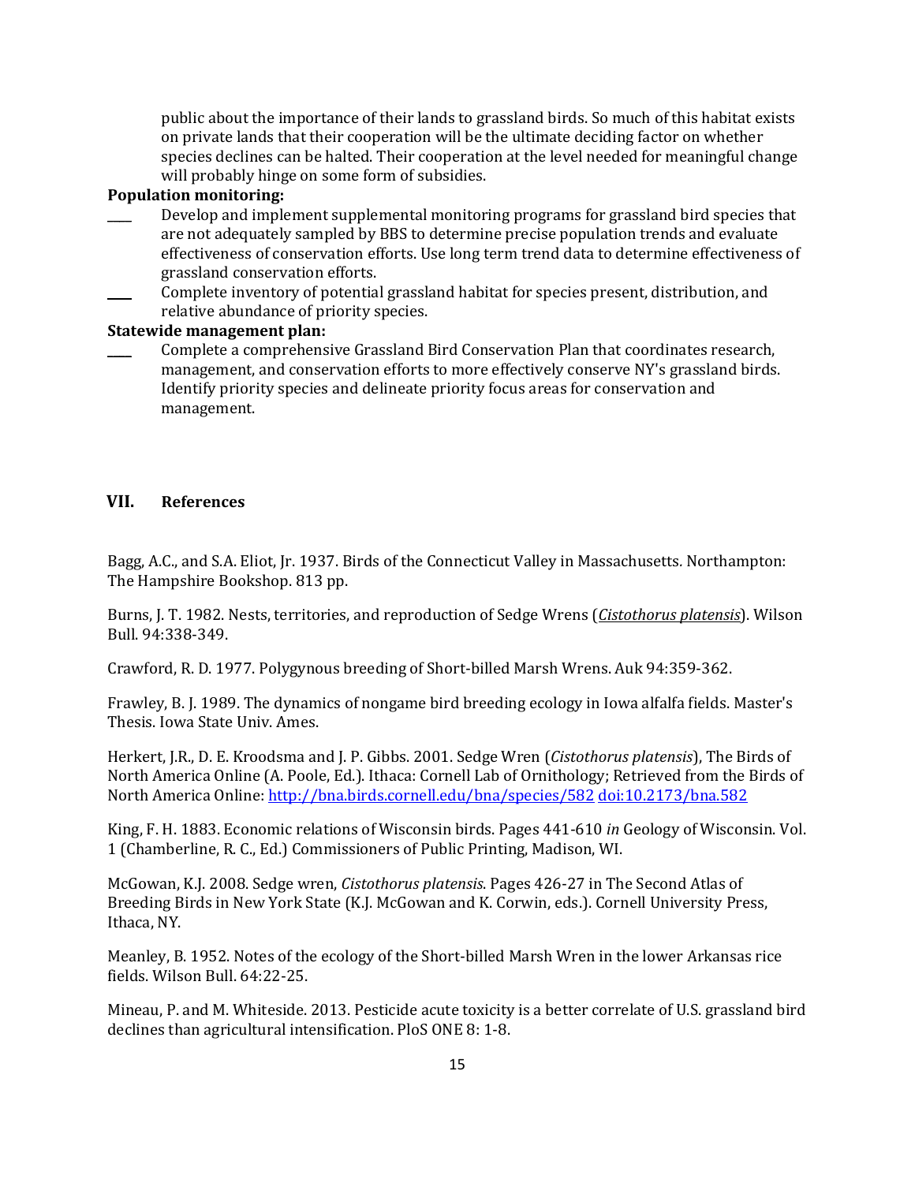public about the importance of their lands to grassland birds. So much of this habitat exists on private lands that their cooperation will be the ultimate deciding factor on whether species declines can be halted. Their cooperation at the level needed for meaningful change will probably hinge on some form of subsidies.

**Population monitoring:**

____ Develop and implement supplemental monitoring programs for grassland bird species that are not adequately sampled by BBS to determine precise population trends and evaluate effectiveness of conservation efforts. Use long term trend data to determine effectiveness of grassland conservation efforts.

____ Complete inventory of potential grassland habitat for species present, distribution, and relative abundance of priority species.

**Statewide management plan:**

____ Complete a comprehensive Grassland Bird Conservation Plan that coordinates research, management, and conservation efforts to more effectively conserve NY's grassland birds. Identify priority species and delineate priority focus areas for conservation and management.

## VII. References

Bagg, A.C., and S.A. Eliot, Jr. 1937. Birds of the Connecticut Valley in Massachusetts. Northampton: The Hampshire Bookshop. 813 pp.

Burns, J. T. 1982. Nests, territories, and reproduction of Sedge Wrens (*Cistothorus platensis*). Wilson Bull. 94:338-349.

Crawford, R. D. 1977. Polygynous breeding of Short-billed Marsh Wrens. Auk 94:359-362.

Frawley, B. J. 1989. The dynamics of nongame bird breeding ecology in Iowa alfalfa fields. Master's Thesis. Iowa State Univ. Ames.

Herkert, J.R., D. E. Kroodsma and J. P. Gibbs. 2001. Sedge Wren (*Cistothorus platensis*), The Birds of North America Online (A. Poole, Ed.). Ithaca: Cornell Lab of Ornithology; Retrieved from the Birds of North America Online: http://bna.birds.cornell.edu/bna/species/582 doi:10.2173/bna.582

King, F. H. 1883. Economic relations of Wisconsin birds. Pages 441-610 *in* Geology of Wisconsin. Vol. 1 (Chamberline, R. C., Ed.) Commissioners of Public Printing, Madison, WI.

McGowan, K.J. 2008. Sedge wren, *Cistothorus platensis*. Pages 426-27 in The Second Atlas of Breeding Birds in New York State (K.J. McGowan and K. Corwin, eds.). Cornell University Press, Ithaca, NY.

Meanley, B. 1952. Notes of the ecology of the Short-billed Marsh Wren in the lower Arkansas rice fields. Wilson Bull. 64:22-25.

Mineau, P. and M. Whiteside. 2013. Pesticide acute toxicity is a better correlate of U.S. grassland bird declines than agricultural intensification. PloS ONE 8: 1-8.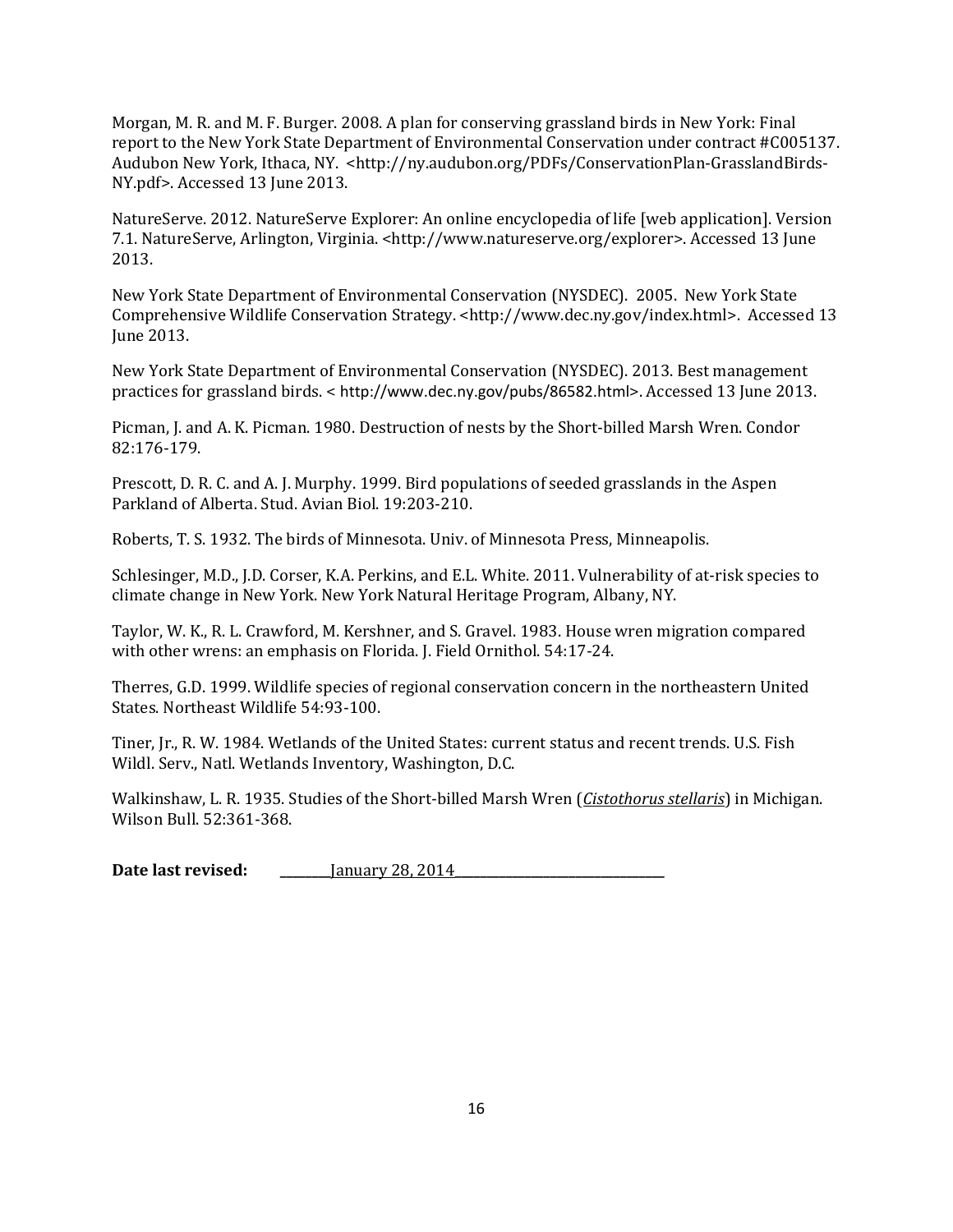Morgan, M. R. and M. F. Burger. 2008. A plan for conserving grassland birds in New York: Final report to the New York State Department of Environmental Conservation under contract #C005137. Audubon New York, Ithaca, NY. <http://ny.audubon.org/PDFs/ConservationPlan-GrasslandBirds-NY.pdf>. Accessed 13 June 2013.

NatureServe. 2012. NatureServe Explorer: An online encyclopedia of life [web application]. Version 7.1. NatureServe, Arlington, Virginia. <http://www.natureserve.org/explorer>. Accessed 13 June 2013.

New York State Department of Environmental Conservation (NYSDEC). 2005. New York State Comprehensive Wildlife Conservation Strategy. <http://www.dec.ny.gov/index.html>. Accessed 13 June 2013.

New York State Department of Environmental Conservation (NYSDEC). 2013. Best management practices for grassland birds. < http://www.dec.ny.gov/pubs/86582.html>. Accessed 13 June 2013.

Picman, J. and A. K. Picman. 1980. Destruction of nests by the Short-billed Marsh Wren. Condor 82:176-179.

Prescott, D. R. C. and A. J. Murphy. 1999. Bird populations of seeded grasslands in the Aspen Parkland of Alberta. Stud. Avian Biol. 19:203-210.

Roberts, T. S. 1932. The birds of Minnesota. Univ. of Minnesota Press, Minneapolis.

Schlesinger, M.D., J.D. Corser, K.A. Perkins, and E.L. White. 2011. Vulnerability of at-risk species to climate change in New York. New York Natural Heritage Program, Albany, NY.

Taylor, W. K., R. L. Crawford, M. Kershner, and S. Gravel. 1983. House wren migration compared with other wrens: an emphasis on Florida. J. Field Ornithol. 54:17-24.

Therres, G.D. 1999. Wildlife species of regional conservation concern in the northeastern United States. Northeast Wildlife 54:93-100.

Tiner, Jr., R. W. 1984. Wetlands of the United States: current status and recent trends. U.S. Fish Wildl. Serv., Natl. Wetlands Inventory, Washington, D.C.

Walkinshaw, L. R. 1935. Studies of the Short-billed Marsh Wren (***Cistothorus stellaris***) in Michigan. Wilson Bull. 52:361-368.

**Date last revised:** January 28, 2014